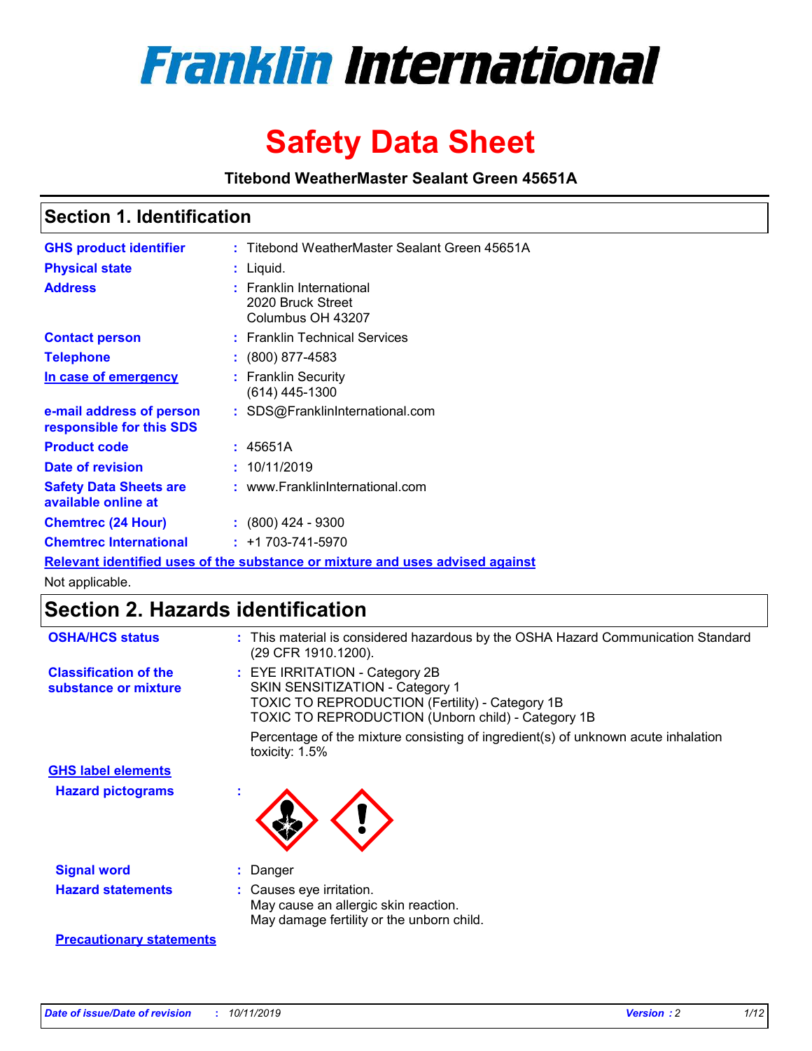# Franklin International

# Safety Data Sheet

**Titebond WeatherMaster Sealant Green 45651A**

## Section 1. Identification

| | |
|---|---|
| **GHS product identifier** | : Titebond WeatherMaster Sealant Green 45651A |
| **Physical state** | : Liquid. |
| **Address** | : Franklin International<br>2020 Bruck Street<br>Columbus OH 43207 |
| **Contact person** | : Franklin Technical Services |
| **Telephone** | : (800) 877-4583 |
| **In case of emergency** | : Franklin Security<br>(614) 445-1300 |
| **e-mail address of person responsible for this SDS** | : SDS@FranklinInternational.com |
| **Product code** | : 45651A |
| **Date of revision** | : 10/11/2019 |
| **Safety Data Sheets are available online at** | : www.FranklinInternational.com |
| **Chemtrec (24 Hour)** | : (800) 424 - 9300 |
| **Chemtrec International** | : +1 703-741-5970 |

**Relevant identified uses of the substance or mixture and uses advised against**

Not applicable.

## Section 2. Hazards identification

**OSHA/HCS status** : This material is considered hazardous by the OSHA Hazard Communication Standard (29 CFR 1910.1200).

**Classification of the substance or mixture** : EYE IRRITATION - Category 2B
SKIN SENSITIZATION - Category 1
TOXIC TO REPRODUCTION (Fertility) - Category 1B
TOXIC TO REPRODUCTION (Unborn child) - Category 1B

Percentage of the mixture consisting of ingredient(s) of unknown acute inhalation toxicity: 1.5%

**GHS label elements**

**Hazard pictograms** :

**Signal word** : Danger

**Hazard statements** : Causes eye irritation.
May cause an allergic skin reaction.
May damage fertility or the unborn child.

**Precautionary statements**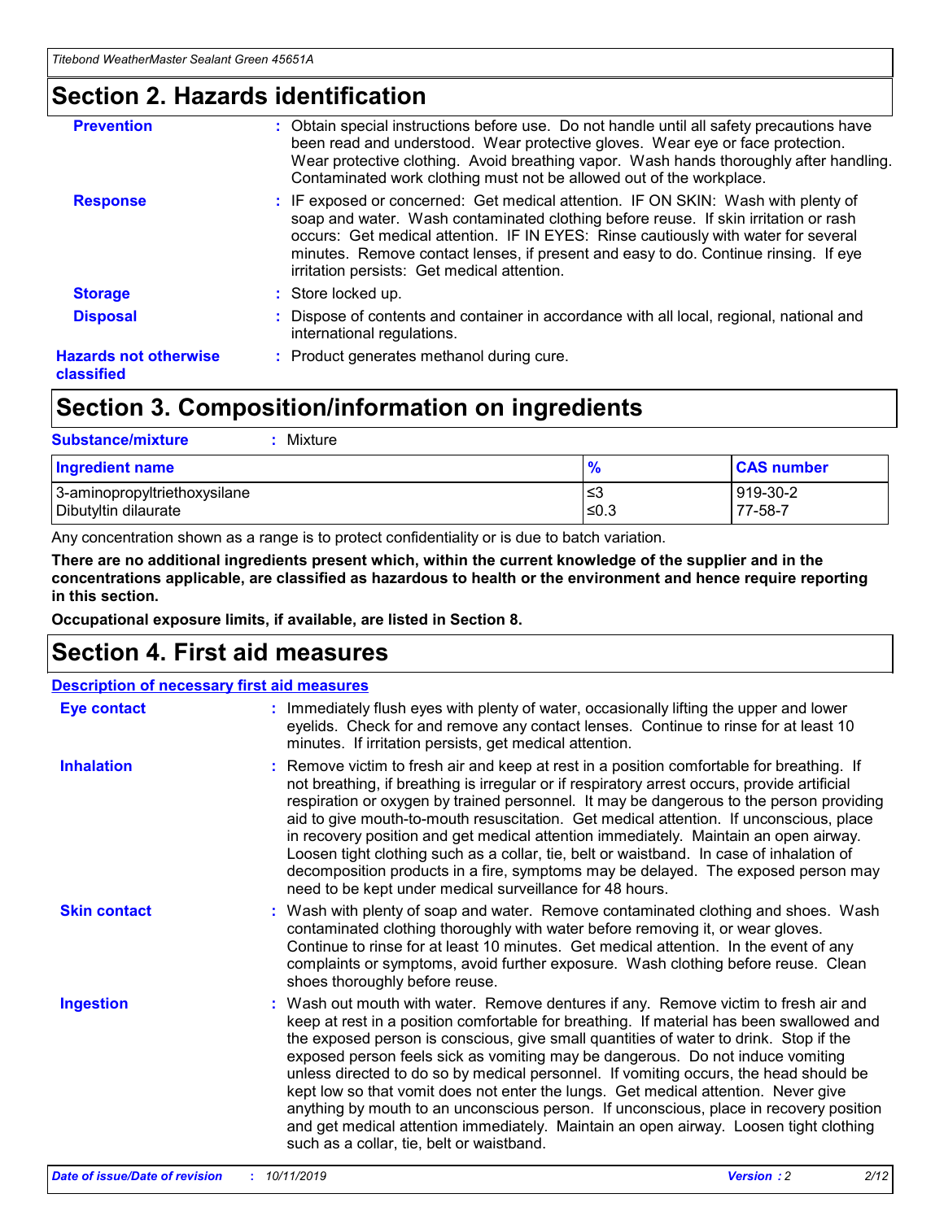## Section 2. Hazards identification

| | |
|---|---|
| **Prevention** | : Obtain special instructions before use. Do not handle until all safety precautions have been read and understood. Wear protective gloves. Wear eye or face protection. Wear protective clothing. Avoid breathing vapor. Wash hands thoroughly after handling. Contaminated work clothing must not be allowed out of the workplace. |
| **Response** | : IF exposed or concerned: Get medical attention. IF ON SKIN: Wash with plenty of soap and water. Wash contaminated clothing before reuse. If skin irritation or rash occurs: Get medical attention. IF IN EYES: Rinse cautiously with water for several minutes. Remove contact lenses, if present and easy to do. Continue rinsing. If eye irritation persists: Get medical attention. |
| **Storage** | : Store locked up. |
| **Disposal** | : Dispose of contents and container in accordance with all local, regional, national and international regulations. |
| **Hazards not otherwise classified** | : Product generates methanol during cure. |

## Section 3. Composition/information on ingredients

**Substance/mixture** : Mixture

| Ingredient name | % | CAS number |
|---|---|---|
| 3-aminopropyltriethoxysilane | ≤3 | 919-30-2 |
| Dibutyltin dilaurate | ≤0.3 | 77-58-7 |

Any concentration shown as a range is to protect confidentiality or is due to batch variation.

**There are no additional ingredients present which, within the current knowledge of the supplier and in the concentrations applicable, are classified as hazardous to health or the environment and hence require reporting in this section.**

**Occupational exposure limits, if available, are listed in Section 8.**

## Section 4. First aid measures

**Description of necessary first aid measures**

| | |
|---|---|
| **Eye contact** | : Immediately flush eyes with plenty of water, occasionally lifting the upper and lower eyelids. Check for and remove any contact lenses. Continue to rinse for at least 10 minutes. If irritation persists, get medical attention. |
| **Inhalation** | : Remove victim to fresh air and keep at rest in a position comfortable for breathing. If not breathing, if breathing is irregular or if respiratory arrest occurs, provide artificial respiration or oxygen by trained personnel. It may be dangerous to the person providing aid to give mouth-to-mouth resuscitation. Get medical attention. If unconscious, place in recovery position and get medical attention immediately. Maintain an open airway. Loosen tight clothing such as a collar, tie, belt or waistband. In case of inhalation of decomposition products in a fire, symptoms may be delayed. The exposed person may need to be kept under medical surveillance for 48 hours. |
| **Skin contact** | : Wash with plenty of soap and water. Remove contaminated clothing and shoes. Wash contaminated clothing thoroughly with water before removing it, or wear gloves. Continue to rinse for at least 10 minutes. Get medical attention. In the event of any complaints or symptoms, avoid further exposure. Wash clothing before reuse. Clean shoes thoroughly before reuse. |
| **Ingestion** | : Wash out mouth with water. Remove dentures if any. Remove victim to fresh air and keep at rest in a position comfortable for breathing. If material has been swallowed and the exposed person is conscious, give small quantities of water to drink. Stop if the exposed person feels sick as vomiting may be dangerous. Do not induce vomiting unless directed to do so by medical personnel. If vomiting occurs, the head should be kept low so that vomit does not enter the lungs. Get medical attention. Never give anything by mouth to an unconscious person. If unconscious, place in recovery position and get medical attention immediately. Maintain an open airway. Loosen tight clothing such as a collar, tie, belt or waistband. |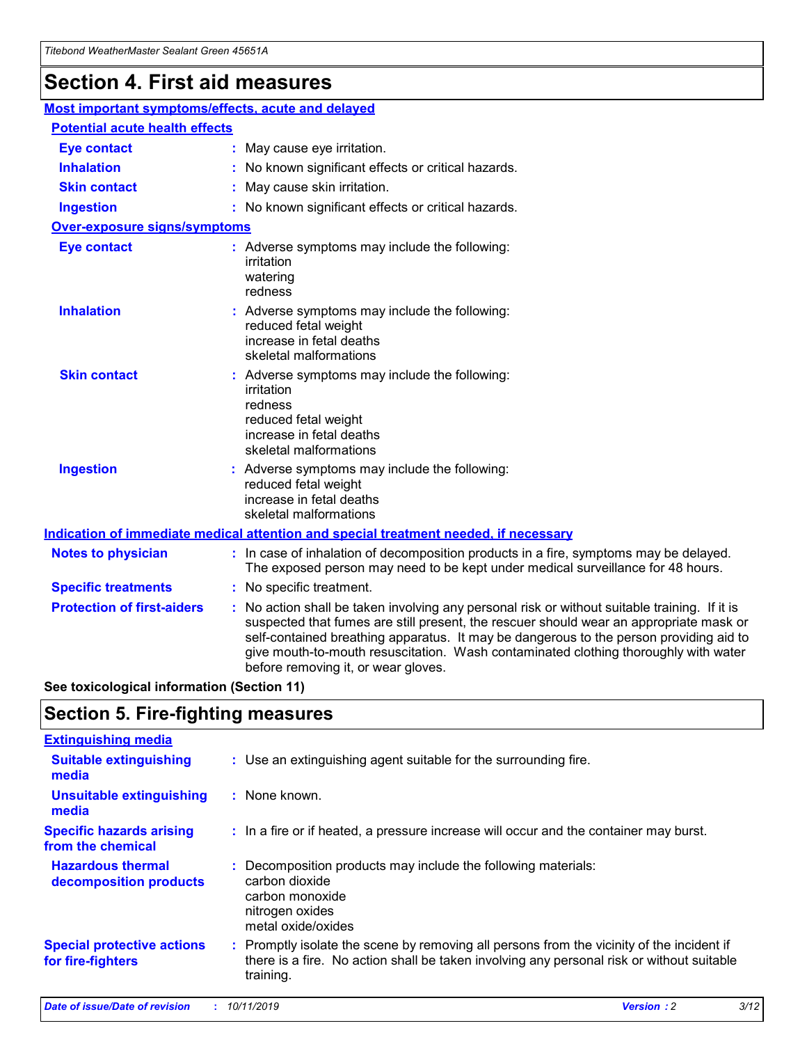# Section 4. First aid measures

## Most important symptoms/effects, acute and delayed

### Potential acute health effects

| | |
|---|---|
| **Eye contact** | May cause eye irritation. |
| **Inhalation** | No known significant effects or critical hazards. |
| **Skin contact** | May cause skin irritation. |
| **Ingestion** | No known significant effects or critical hazards. |

### Over-exposure signs/symptoms

| | |
|---|---|
| **Eye contact** | Adverse symptoms may include the following: irritation, watering, redness |
| **Inhalation** | Adverse symptoms may include the following: reduced fetal weight, increase in fetal deaths, skeletal malformations |
| **Skin contact** | Adverse symptoms may include the following: irritation, redness, reduced fetal weight, increase in fetal deaths, skeletal malformations |
| **Ingestion** | Adverse symptoms may include the following: reduced fetal weight, increase in fetal deaths, skeletal malformations |

## Indication of immediate medical attention and special treatment needed, if necessary

| | |
|---|---|
| **Notes to physician** | In case of inhalation of decomposition products in a fire, symptoms may be delayed. The exposed person may need to be kept under medical surveillance for 48 hours. |
| **Specific treatments** | No specific treatment. |
| **Protection of first-aiders** | No action shall be taken involving any personal risk or without suitable training. If it is suspected that fumes are still present, the rescuer should wear an appropriate mask or self-contained breathing apparatus. It may be dangerous to the person providing aid to give mouth-to-mouth resuscitation. Wash contaminated clothing thoroughly with water before removing it, or wear gloves. |

**See toxicological information (Section 11)**

# Section 5. Fire-fighting measures

## Extinguishing media

| | |
|---|---|
| **Suitable extinguishing media** | Use an extinguishing agent suitable for the surrounding fire. |
| **Unsuitable extinguishing media** | None known. |
| **Specific hazards arising from the chemical** | In a fire or if heated, a pressure increase will occur and the container may burst. |
| **Hazardous thermal decomposition products** | Decomposition products may include the following materials: carbon dioxide, carbon monoxide, nitrogen oxides, metal oxide/oxides |
| **Special protective actions for fire-fighters** | Promptly isolate the scene by removing all persons from the vicinity of the incident if there is a fire. No action shall be taken involving any personal risk or without suitable training. |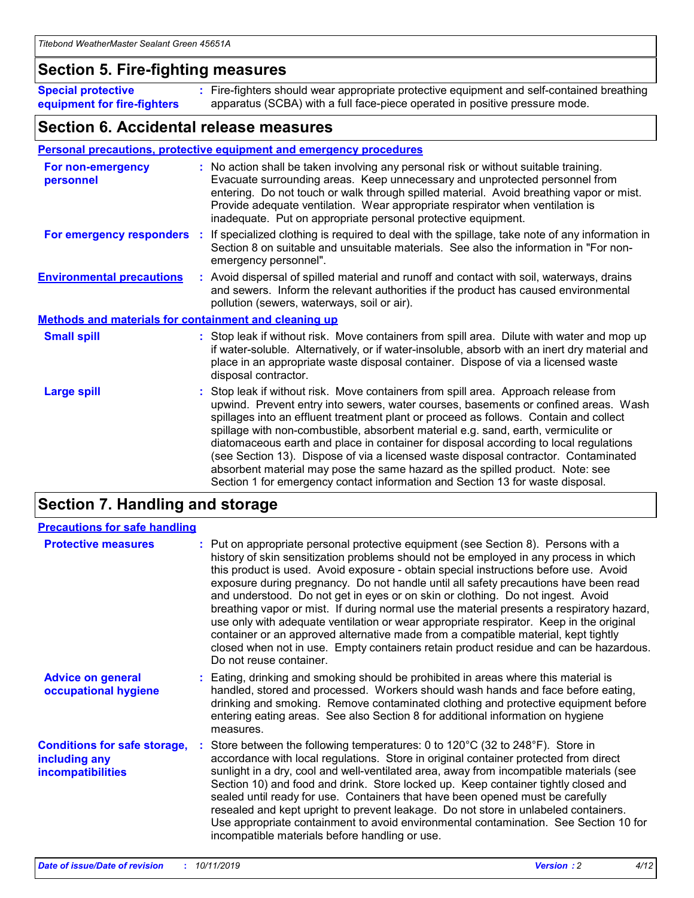## Section 5. Fire-fighting measures

**Special protective equipment for fire-fighters** : Fire-fighters should wear appropriate protective equipment and self-contained breathing apparatus (SCBA) with a full face-piece operated in positive pressure mode.

## Section 6. Accidental release measures

**Personal precautions, protective equipment and emergency procedures**

**For non-emergency personnel** : No action shall be taken involving any personal risk or without suitable training. Evacuate surrounding areas. Keep unnecessary and unprotected personnel from entering. Do not touch or walk through spilled material. Avoid breathing vapor or mist. Provide adequate ventilation. Wear appropriate respirator when ventilation is inadequate. Put on appropriate personal protective equipment.

**For emergency responders** : If specialized clothing is required to deal with the spillage, take note of any information in Section 8 on suitable and unsuitable materials. See also the information in "For non-emergency personnel".

**Environmental precautions** : Avoid dispersal of spilled material and runoff and contact with soil, waterways, drains and sewers. Inform the relevant authorities if the product has caused environmental pollution (sewers, waterways, soil or air).

**Methods and materials for containment and cleaning up**

**Small spill** : Stop leak if without risk. Move containers from spill area. Dilute with water and mop up if water-soluble. Alternatively, or if water-insoluble, absorb with an inert dry material and place in an appropriate waste disposal container. Dispose of via a licensed waste disposal contractor.

**Large spill** : Stop leak if without risk. Move containers from spill area. Approach release from upwind. Prevent entry into sewers, water courses, basements or confined areas. Wash spillages into an effluent treatment plant or proceed as follows. Contain and collect spillage with non-combustible, absorbent material e.g. sand, earth, vermiculite or diatomaceous earth and place in container for disposal according to local regulations (see Section 13). Dispose of via a licensed waste disposal contractor. Contaminated absorbent material may pose the same hazard as the spilled product. Note: see Section 1 for emergency contact information and Section 13 for waste disposal.

## Section 7. Handling and storage

**Precautions for safe handling**

**Protective measures** : Put on appropriate personal protective equipment (see Section 8). Persons with a history of skin sensitization problems should not be employed in any process in which this product is used. Avoid exposure - obtain special instructions before use. Avoid exposure during pregnancy. Do not handle until all safety precautions have been read and understood. Do not get in eyes or on skin or clothing. Do not ingest. Avoid breathing vapor or mist. If during normal use the material presents a respiratory hazard, use only with adequate ventilation or wear appropriate respirator. Keep in the original container or an approved alternative made from a compatible material, kept tightly closed when not in use. Empty containers retain product residue and can be hazardous. Do not reuse container.

**Advice on general occupational hygiene** : Eating, drinking and smoking should be prohibited in areas where this material is handled, stored and processed. Workers should wash hands and face before eating, drinking and smoking. Remove contaminated clothing and protective equipment before entering eating areas. See also Section 8 for additional information on hygiene measures.

**Conditions for safe storage, including any incompatibilities** : Store between the following temperatures: 0 to 120°C (32 to 248°F). Store in accordance with local regulations. Store in original container protected from direct sunlight in a dry, cool and well-ventilated area, away from incompatible materials (see Section 10) and food and drink. Store locked up. Keep container tightly closed and sealed until ready for use. Containers that have been opened must be carefully resealed and kept upright to prevent leakage. Do not store in unlabeled containers. Use appropriate containment to avoid environmental contamination. See Section 10 for incompatible materials before handling or use.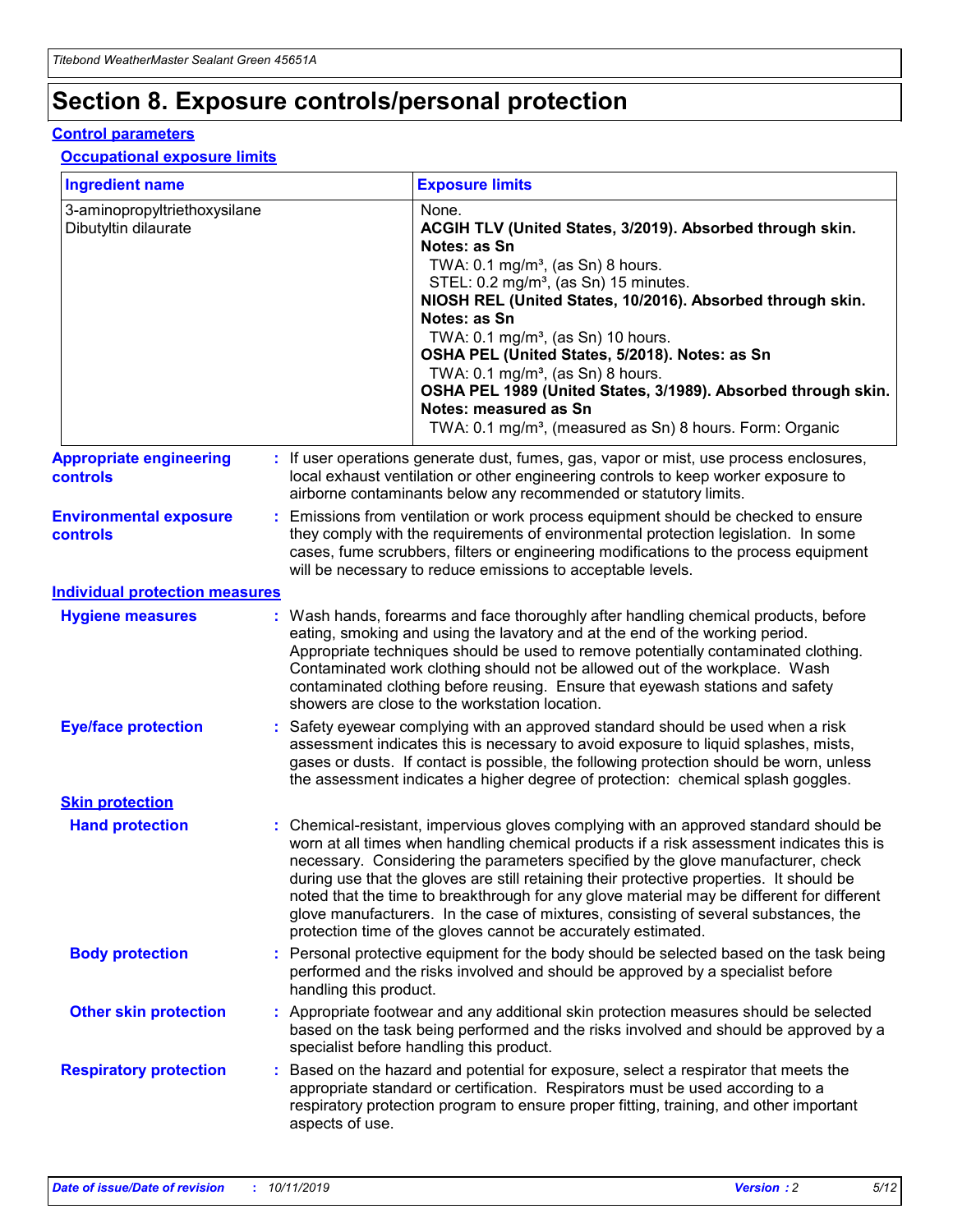# Section 8. Exposure controls/personal protection

## Control parameters

### Occupational exposure limits

| Ingredient name | Exposure limits |
| --- | --- |
| 3-aminopropyltriethoxysilane<br>Dibutyltin dilaurate | None.<br>**ACGIH TLV (United States, 3/2019). Absorbed through skin. Notes: as Sn**<br>TWA: 0.1 mg/m³, (as Sn) 8 hours.<br>STEL: 0.2 mg/m³, (as Sn) 15 minutes.<br>**NIOSH REL (United States, 10/2016). Absorbed through skin. Notes: as Sn**<br>TWA: 0.1 mg/m³, (as Sn) 10 hours.<br>**OSHA PEL (United States, 5/2018). Notes: as Sn**<br>TWA: 0.1 mg/m³, (as Sn) 8 hours.<br>**OSHA PEL 1989 (United States, 3/1989). Absorbed through skin. Notes: measured as Sn**<br>TWA: 0.1 mg/m³, (measured as Sn) 8 hours. Form: Organic |

**Appropriate engineering controls** : If user operations generate dust, fumes, gas, vapor or mist, use process enclosures, local exhaust ventilation or other engineering controls to keep worker exposure to airborne contaminants below any recommended or statutory limits.

**Environmental exposure controls** : Emissions from ventilation or work process equipment should be checked to ensure they comply with the requirements of environmental protection legislation. In some cases, fume scrubbers, filters or engineering modifications to the process equipment will be necessary to reduce emissions to acceptable levels.

## Individual protection measures

**Hygiene measures** : Wash hands, forearms and face thoroughly after handling chemical products, before eating, smoking and using the lavatory and at the end of the working period. Appropriate techniques should be used to remove potentially contaminated clothing. Contaminated work clothing should not be allowed out of the workplace. Wash contaminated clothing before reusing. Ensure that eyewash stations and safety showers are close to the workstation location.

**Eye/face protection** : Safety eyewear complying with an approved standard should be used when a risk assessment indicates this is necessary to avoid exposure to liquid splashes, mists, gases or dusts. If contact is possible, the following protection should be worn, unless the assessment indicates a higher degree of protection: chemical splash goggles.

### Skin protection

**Hand protection** : Chemical-resistant, impervious gloves complying with an approved standard should be worn at all times when handling chemical products if a risk assessment indicates this is necessary. Considering the parameters specified by the glove manufacturer, check during use that the gloves are still retaining their protective properties. It should be noted that the time to breakthrough for any glove material may be different for different glove manufacturers. In the case of mixtures, consisting of several substances, the protection time of the gloves cannot be accurately estimated.

**Body protection** : Personal protective equipment for the body should be selected based on the task being performed and the risks involved and should be approved by a specialist before handling this product.

**Other skin protection** : Appropriate footwear and any additional skin protection measures should be selected based on the task being performed and the risks involved and should be approved by a specialist before handling this product.

**Respiratory protection** : Based on the hazard and potential for exposure, select a respirator that meets the appropriate standard or certification. Respirators must be used according to a respiratory protection program to ensure proper fitting, training, and other important aspects of use.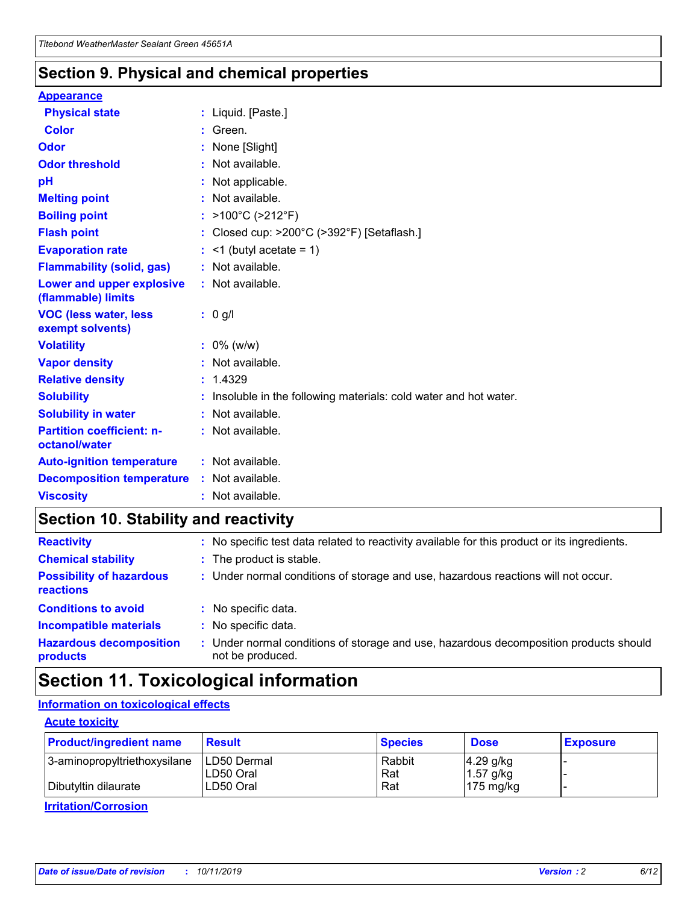## Section 9. Physical and chemical properties

### Appearance

| | |
|---|---|
| **Physical state** | : Liquid. [Paste.] |
| **Color** | : Green. |
| **Odor** | : None [Slight] |
| **Odor threshold** | : Not available. |
| **pH** | : Not applicable. |
| **Melting point** | : Not available. |
| **Boiling point** | : >100°C (>212°F) |
| **Flash point** | : Closed cup: >200°C (>392°F) [Setaflash.] |
| **Evaporation rate** | : <1 (butyl acetate = 1) |
| **Flammability (solid, gas)** | : Not available. |
| **Lower and upper explosive (flammable) limits** | : Not available. |
| **VOC (less water, less exempt solvents)** | : 0 g/l |
| **Volatility** | : 0% (w/w) |
| **Vapor density** | : Not available. |
| **Relative density** | : 1.4329 |
| **Solubility** | : Insoluble in the following materials: cold water and hot water. |
| **Solubility in water** | : Not available. |
| **Partition coefficient: n-octanol/water** | : Not available. |
| **Auto-ignition temperature** | : Not available. |
| **Decomposition temperature** | : Not available. |
| **Viscosity** | : Not available. |

## Section 10. Stability and reactivity

| | |
|---|---|
| **Reactivity** | : No specific test data related to reactivity available for this product or its ingredients. |
| **Chemical stability** | : The product is stable. |
| **Possibility of hazardous reactions** | : Under normal conditions of storage and use, hazardous reactions will not occur. |
| **Conditions to avoid** | : No specific data. |
| **Incompatible materials** | : No specific data. |
| **Hazardous decomposition products** | : Under normal conditions of storage and use, hazardous decomposition products should not be produced. |

## Section 11. Toxicological information

### Information on toxicological effects

#### Acute toxicity

| Product/ingredient name | Result | Species | Dose | Exposure |
|---|---|---|---|---|
| 3-aminopropyltriethoxysilane | LD50 Dermal | Rabbit | 4.29 g/kg | - |
| | LD50 Oral | Rat | 1.57 g/kg | - |
| Dibutyltin dilaurate | LD50 Oral | Rat | 175 mg/kg | - |

#### Irritation/Corrosion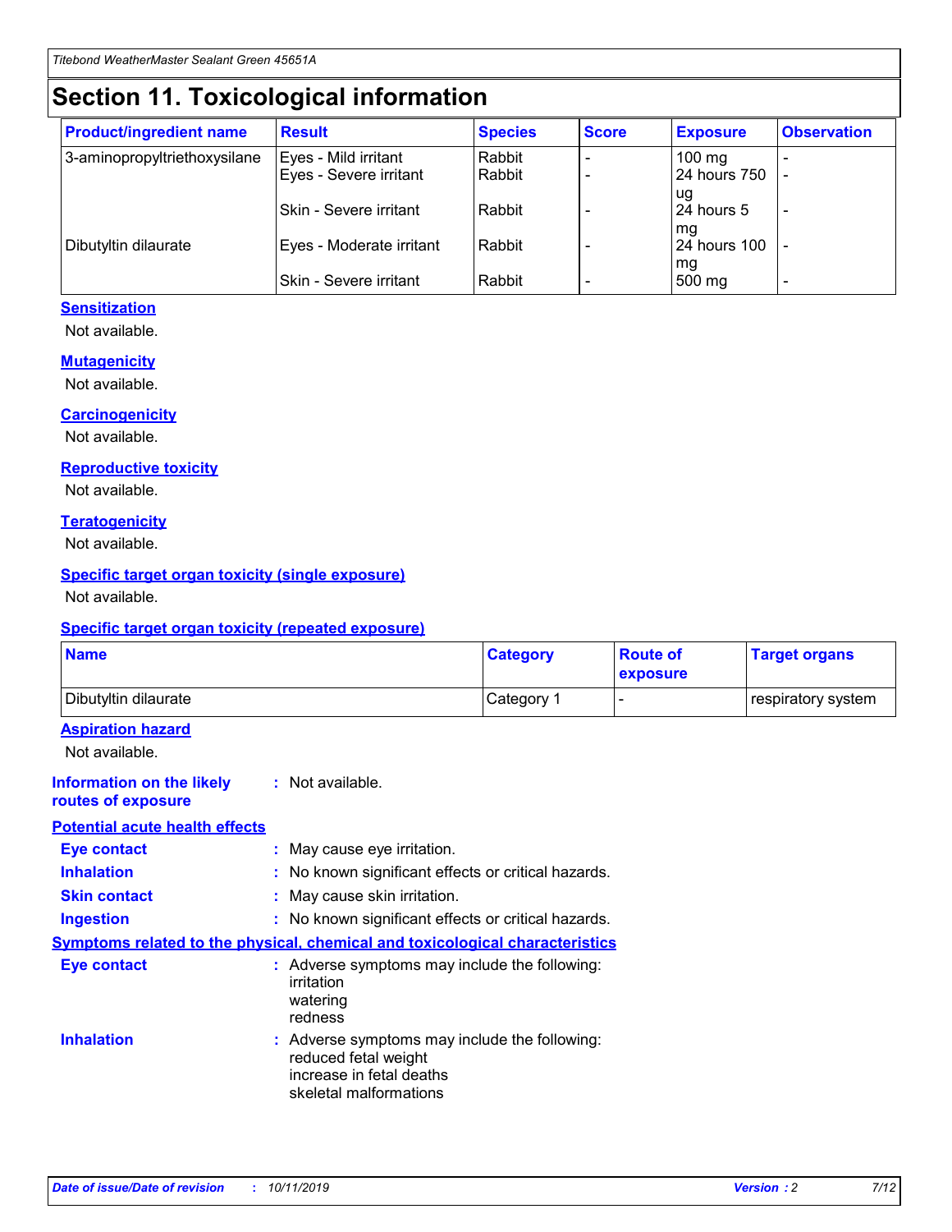# Section 11. Toxicological information

| Product/ingredient name | Result | Species | Score | Exposure | Observation |
| --- | --- | --- | --- | --- | --- |
| 3-aminopropyltriethoxysilane | Eyes - Mild irritant | Rabbit | - | 100 mg | - |
| | Eyes - Severe irritant | Rabbit | - | 24 hours 750 ug | - |
| | Skin - Severe irritant | Rabbit | - | 24 hours 5 mg | - |
| Dibutyltin dilaurate | Eyes - Moderate irritant | Rabbit | - | 24 hours 100 mg | - |
| | Skin - Severe irritant | Rabbit | - | 500 mg | - |

### Sensitization

Not available.

### Mutagenicity

Not available.

### Carcinogenicity

Not available.

### Reproductive toxicity

Not available.

### Teratogenicity

Not available.

### Specific target organ toxicity (single exposure)

Not available.

### Specific target organ toxicity (repeated exposure)

| Name | Category | Route of exposure | Target organs |
| --- | --- | --- | --- |
| Dibutyltin dilaurate | Category 1 | - | respiratory system |

### Aspiration hazard

Not available.

**Information on the likely routes of exposure** : Not available.

### Potential acute health effects

**Eye contact** : May cause eye irritation.

**Inhalation** : No known significant effects or critical hazards.

**Skin contact** : May cause skin irritation.

**Ingestion** : No known significant effects or critical hazards.

### Symptoms related to the physical, chemical and toxicological characteristics

**Eye contact** : Adverse symptoms may include the following:
irritation
watering
redness

**Inhalation** : Adverse symptoms may include the following:
reduced fetal weight
increase in fetal deaths
skeletal malformations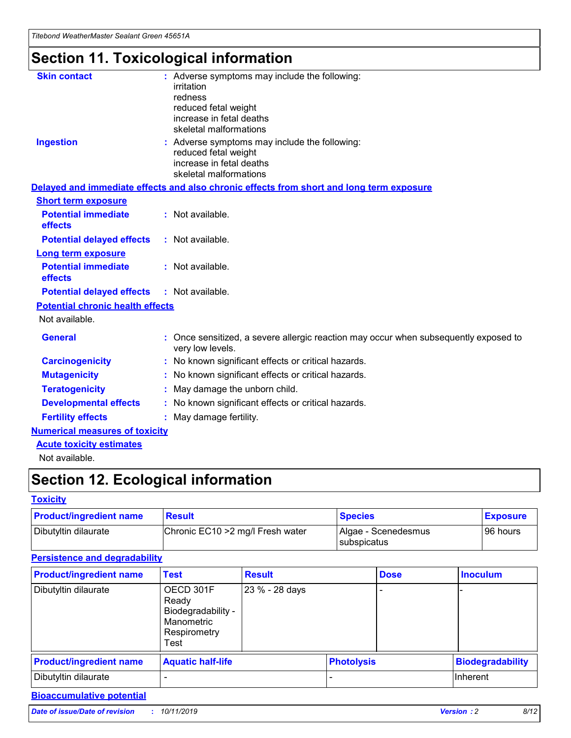# Section 11. Toxicological information

**Skin contact** : Adverse symptoms may include the following:
irritation
redness
reduced fetal weight
increase in fetal deaths
skeletal malformations

**Ingestion** : Adverse symptoms may include the following:
reduced fetal weight
increase in fetal deaths
skeletal malformations

**Delayed and immediate effects and also chronic effects from short and long term exposure**

**Short term exposure**

**Potential immediate effects** : Not available.

**Potential delayed effects** : Not available.

**Long term exposure**

**Potential immediate effects** : Not available.

**Potential delayed effects** : Not available.

**Potential chronic health effects**

Not available.

**General** : Once sensitized, a severe allergic reaction may occur when subsequently exposed to very low levels.

**Carcinogenicity** : No known significant effects or critical hazards.

**Mutagenicity** : No known significant effects or critical hazards.

**Teratogenicity** : May damage the unborn child.

**Developmental effects** : No known significant effects or critical hazards.

**Fertility effects** : May damage fertility.

**Numerical measures of toxicity**

**Acute toxicity estimates**

Not available.

# Section 12. Ecological information

**Toxicity**

| Product/ingredient name | Result | Species | Exposure |
|---|---|---|---|
| Dibutyltin dilaurate | Chronic EC10 >2 mg/l Fresh water | Algae - Scenedesmus subspicatus | 96 hours |

**Persistence and degradability**

| Product/ingredient name | Test | Result | Dose | Inoculum |
|---|---|---|---|---|
| Dibutyltin dilaurate | OECD 301F Ready Biodegradability - Manometric Respirometry Test | 23 % - 28 days | - | - |

| Product/ingredient name | Aquatic half-life | Photolysis | Biodegradability |
|---|---|---|---|
| Dibutyltin dilaurate | - | - | Inherent |

**Bioaccumulative potential**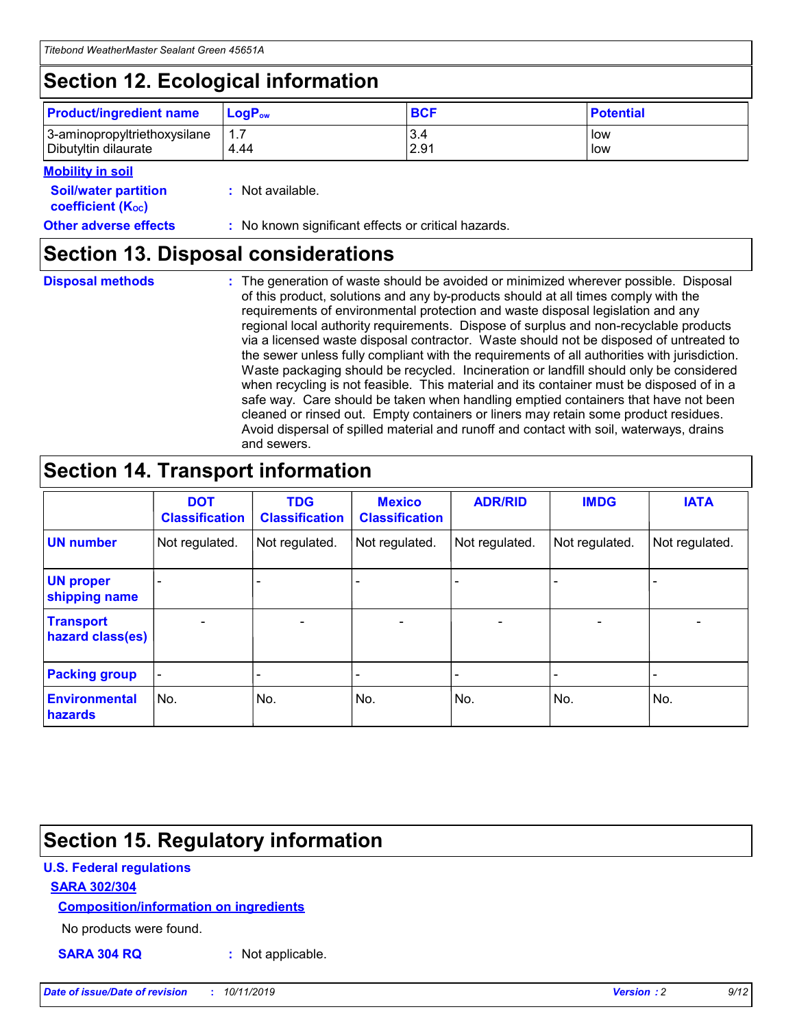## Section 12. Ecological information

| Product/ingredient name | $LogP_{ow}$ | BCF | Potential |
|---|---|---|---|
| 3-aminopropyltriethoxysilane | 1.7 | 3.4 | low |
| Dibutyltin dilaurate | 4.44 | 2.91 | low |

**Mobility in soil**

**Soil/water partition coefficient ($K_{OC}$)** : Not available.

**Other adverse effects** : No known significant effects or critical hazards.

## Section 13. Disposal considerations

**Disposal methods** : The generation of waste should be avoided or minimized wherever possible. Disposal of this product, solutions and any by-products should at all times comply with the requirements of environmental protection and waste disposal legislation and any regional local authority requirements. Dispose of surplus and non-recyclable products via a licensed waste disposal contractor. Waste should not be disposed of untreated to the sewer unless fully compliant with the requirements of all authorities with jurisdiction. Waste packaging should be recycled. Incineration or landfill should only be considered when recycling is not feasible. This material and its container must be disposed of in a safe way. Care should be taken when handling emptied containers that have not been cleaned or rinsed out. Empty containers or liners may retain some product residues. Avoid dispersal of spilled material and runoff and contact with soil, waterways, drains and sewers.

## Section 14. Transport information

| | DOT Classification | TDG Classification | Mexico Classification | ADR/RID | IMDG | IATA |
|---|---|---|---|---|---|---|
| UN number | Not regulated. | Not regulated. | Not regulated. | Not regulated. | Not regulated. | Not regulated. |
| UN proper shipping name | - | - | - | - | - | - |
| Transport hazard class(es) | - | - | - | - | - | - |
| Packing group | - | - | - | - | - | - |
| Environmental hazards | No. | No. | No. | No. | No. | No. |

## Section 15. Regulatory information

**U.S. Federal regulations**

**SARA 302/304**

**Composition/information on ingredients**

No products were found.

**SARA 304 RQ** : Not applicable.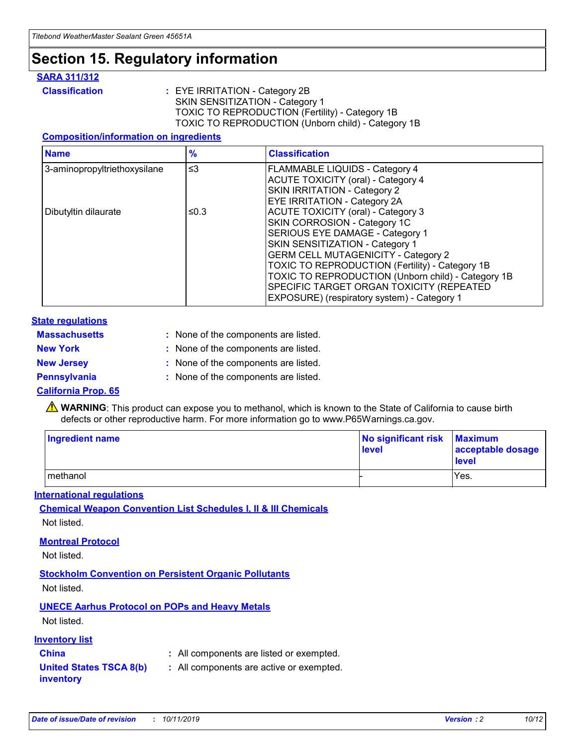# Section 15. Regulatory information

**SARA 311/312**

**Classification** : EYE IRRITATION - Category 2B
SKIN SENSITIZATION - Category 1
TOXIC TO REPRODUCTION (Fertility) - Category 1B
TOXIC TO REPRODUCTION (Unborn child) - Category 1B

**Composition/information on ingredients**

| Name | % | Classification |
|---|---|---|
| 3-aminopropyltriethoxysilane | ≤3 | FLAMMABLE LIQUIDS - Category 4<br>ACUTE TOXICITY (oral) - Category 4<br>SKIN IRRITATION - Category 2<br>EYE IRRITATION - Category 2A |
| Dibutyltin dilaurate | ≤0.3 | ACUTE TOXICITY (oral) - Category 3<br>SKIN CORROSION - Category 1C<br>SERIOUS EYE DAMAGE - Category 1<br>SKIN SENSITIZATION - Category 1<br>GERM CELL MUTAGENICITY - Category 2<br>TOXIC TO REPRODUCTION (Fertility) - Category 1B<br>TOXIC TO REPRODUCTION (Unborn child) - Category 1B<br>SPECIFIC TARGET ORGAN TOXICITY (REPEATED EXPOSURE) (respiratory system) - Category 1 |

**State regulations**

**Massachusetts** : None of the components are listed.

**New York** : None of the components are listed.

**New Jersey** : None of the components are listed.

**Pennsylvania** : None of the components are listed.

**California Prop. 65**

⚠ **WARNING**: This product can expose you to methanol, which is known to the State of California to cause birth defects or other reproductive harm. For more information go to www.P65Warnings.ca.gov.

| Ingredient name | No significant risk level | Maximum acceptable dosage level |
|---|---|---|
| methanol | - | Yes. |

**International regulations**

**Chemical Weapon Convention List Schedules I, II & III Chemicals**

Not listed.

**Montreal Protocol**

Not listed.

**Stockholm Convention on Persistent Organic Pollutants**

Not listed.

**UNECE Aarhus Protocol on POPs and Heavy Metals**

Not listed.

**Inventory list**

**China** : All components are listed or exempted.

**United States TSCA 8(b) inventory** : All components are active or exempted.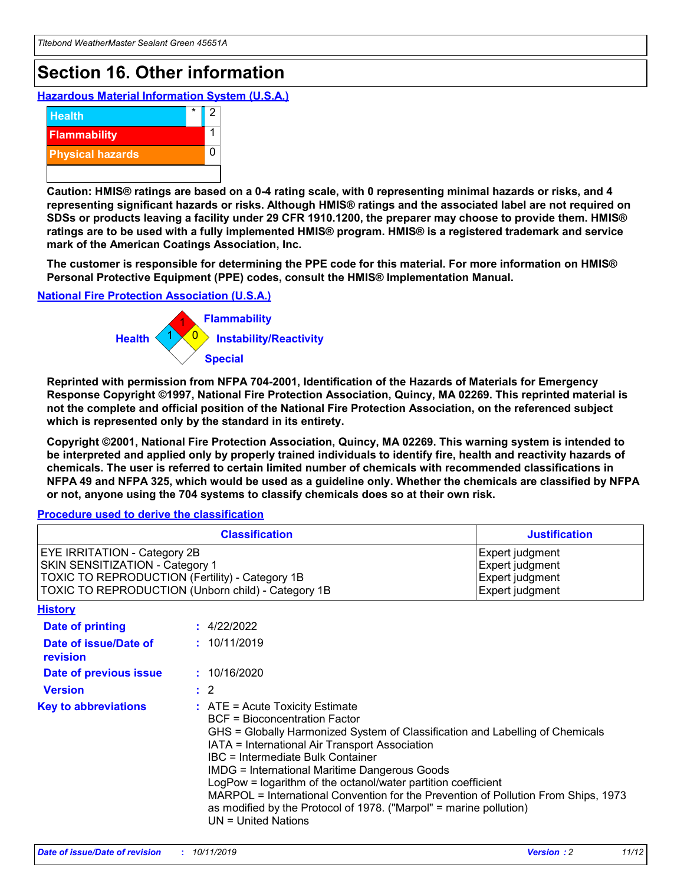# Section 16. Other information

### Hazardous Material Information System (U.S.A.)

| | | |
|---|---|---|
| Health | * | 2 |
| Flammability | | 1 |
| Physical hazards | | 0 |
| | | |

**Caution: HMIS® ratings are based on a 0-4 rating scale, with 0 representing minimal hazards or risks, and 4 representing significant hazards or risks. Although HMIS® ratings and the associated label are not required on SDSs or products leaving a facility under 29 CFR 1910.1200, the preparer may choose to provide them. HMIS® ratings are to be used with a fully implemented HMIS® program. HMIS® is a registered trademark and service mark of the American Coatings Association, Inc.**

**The customer is responsible for determining the PPE code for this material. For more information on HMIS® Personal Protective Equipment (PPE) codes, consult the HMIS® Implementation Manual.**

### National Fire Protection Association (U.S.A.)

Flammability: 1
Health: 1
Instability/Reactivity: 0
Special:

**Reprinted with permission from NFPA 704-2001, Identification of the Hazards of Materials for Emergency Response Copyright ©1997, National Fire Protection Association, Quincy, MA 02269. This reprinted material is not the complete and official position of the National Fire Protection Association, on the referenced subject which is represented only by the standard in its entirety.**

**Copyright ©2001, National Fire Protection Association, Quincy, MA 02269. This warning system is intended to be interpreted and applied only by properly trained individuals to identify fire, health and reactivity hazards of chemicals. The user is referred to certain limited number of chemicals with recommended classifications in NFPA 49 and NFPA 325, which would be used as a guideline only. Whether the chemicals are classified by NFPA or not, anyone using the 704 systems to classify chemicals does so at their own risk.**

### Procedure used to derive the classification

| Classification | Justification |
|---|---|
| EYE IRRITATION - Category 2B | Expert judgment |
| SKIN SENSITIZATION - Category 1 | Expert judgment |
| TOXIC TO REPRODUCTION (Fertility) - Category 1B | Expert judgment |
| TOXIC TO REPRODUCTION (Unborn child) - Category 1B | Expert judgment |

### History

**Date of printing** : 4/22/2022

**Date of issue/Date of revision** : 10/11/2019

**Date of previous issue** : 10/16/2020

**Version** : 2

**Key to abbreviations** : ATE = Acute Toxicity Estimate
BCF = Bioconcentration Factor
GHS = Globally Harmonized System of Classification and Labelling of Chemicals
IATA = International Air Transport Association
IBC = Intermediate Bulk Container
IMDG = International Maritime Dangerous Goods
LogPow = logarithm of the octanol/water partition coefficient
MARPOL = International Convention for the Prevention of Pollution From Ships, 1973 as modified by the Protocol of 1978. ("Marpol" = marine pollution)
UN = United Nations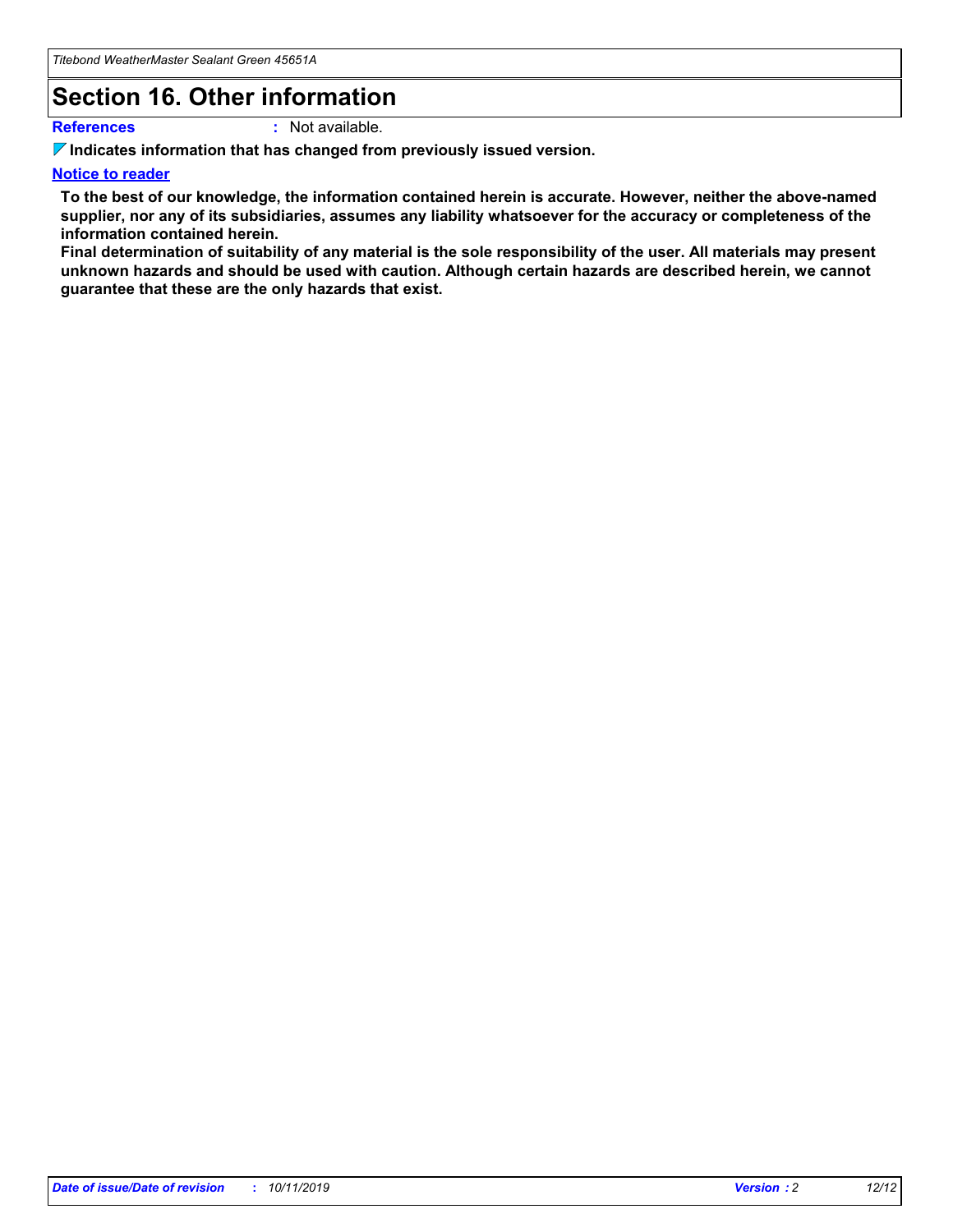# Section 16. Other information

**References** : Not available.

**Indicates information that has changed from previously issued version.**

**Notice to reader**

**To the best of our knowledge, the information contained herein is accurate. However, neither the above-named supplier, nor any of its subsidiaries, assumes any liability whatsoever for the accuracy or completeness of the information contained herein.**

**Final determination of suitability of any material is the sole responsibility of the user. All materials may present unknown hazards and should be used with caution. Although certain hazards are described herein, we cannot guarantee that these are the only hazards that exist.**